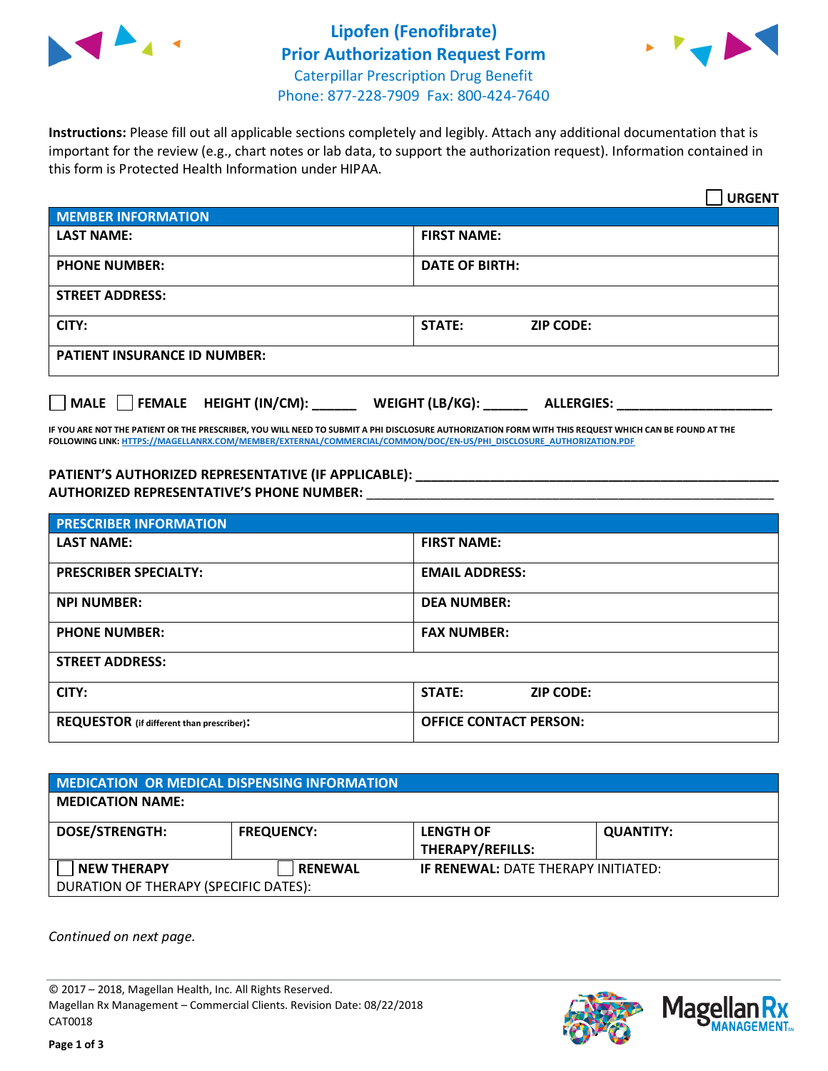# Lipofen (Fenofibrate)
## Prior Authorization Request Form
Caterpillar Prescription Drug Benefit
Phone: 877-228-7909 Fax: 800-424-7640

**Instructions:** Please fill out all applicable sections completely and legibly. Attach any additional documentation that is important for the review (e.g., chart notes or lab data, to support the authorization request). Information contained in this form is Protected Health Information under HIPAA.

☐ **URGENT**

| **MEMBER INFORMATION** | |
|---|---|
| **LAST NAME:** | **FIRST NAME:** |
| **PHONE NUMBER:** | **DATE OF BIRTH:** |
| **STREET ADDRESS:** | |
| **CITY:** | **STATE:** **ZIP CODE:** |
| **PATIENT INSURANCE ID NUMBER:** | |

☐ **MALE** ☐ **FEMALE** **HEIGHT (IN/CM):** ______ **WEIGHT (LB/KG):** ______ **ALLERGIES:** ____________________

**IF YOU ARE NOT THE PATIENT OR THE PRESCRIBER, YOU WILL NEED TO SUBMIT A PHI DISCLOSURE AUTHORIZATION FORM WITH THIS REQUEST WHICH CAN BE FOUND AT THE FOLLOWING LINK: HTTPS://MAGELLANRX.COM/MEMBER/EXTERNAL/COMMERCIAL/COMMON/DOC/EN-US/PHI_DISCLOSURE_AUTHORIZATION.PDF**

**PATIENT'S AUTHORIZED REPRESENTATIVE (IF APPLICABLE):** ____________________________________________
**AUTHORIZED REPRESENTATIVE'S PHONE NUMBER:** ____________________________________________

| **PRESCRIBER INFORMATION** | |
|---|---|
| **LAST NAME:** | **FIRST NAME:** |
| **PRESCRIBER SPECIALTY:** | **EMAIL ADDRESS:** |
| **NPI NUMBER:** | **DEA NUMBER:** |
| **PHONE NUMBER:** | **FAX NUMBER:** |
| **STREET ADDRESS:** | |
| **CITY:** | **STATE:** **ZIP CODE:** |
| **REQUESTOR** (if different than prescriber)**:** | **OFFICE CONTACT PERSON:** |

| **MEDICATION OR MEDICAL DISPENSING INFORMATION** | | | |
|---|---|---|---|
| **MEDICATION NAME:** | | | |
| **DOSE/STRENGTH:** | **FREQUENCY:** | **LENGTH OF THERAPY/REFILLS:** | **QUANTITY:** |
| ☐ **NEW THERAPY** | ☐ **RENEWAL** | **IF RENEWAL:** DATE THERAPY INITIATED: | |
| DURATION OF THERAPY (SPECIFIC DATES): | | | |

*Continued on next page.*

© 2017 – 2018, Magellan Health, Inc. All Rights Reserved.
Magellan Rx Management – Commercial Clients. Revision Date: 08/22/2018
CAT0018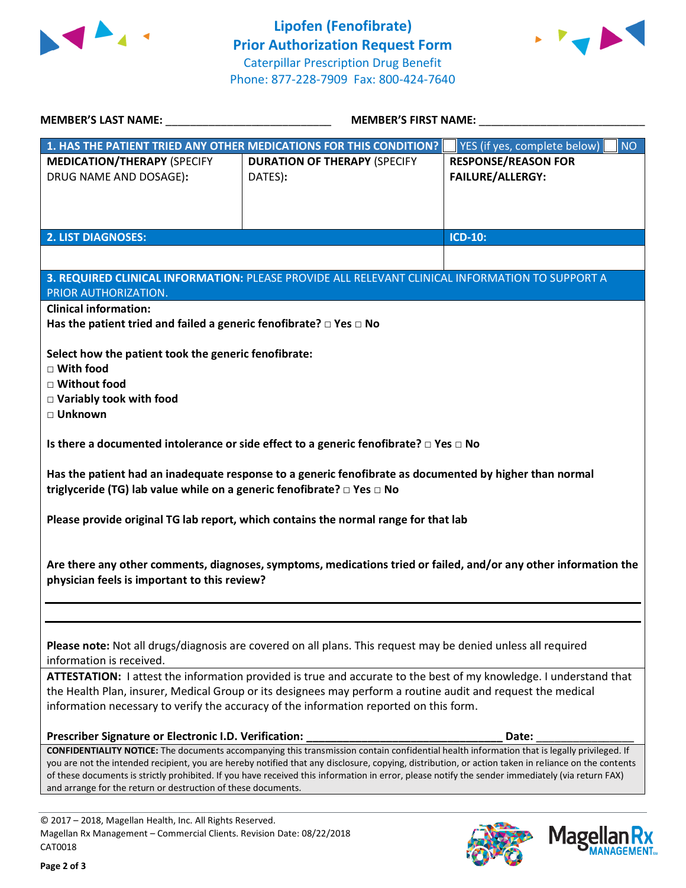# Lipofen (Fenofibrate) Prior Authorization Request Form

Caterpillar Prescription Drug Benefit
Phone: 877-228-7909 Fax: 800-424-7640

**MEMBER'S LAST NAME:** ___________________________ **MEMBER'S FIRST NAME:** ___________________________

| **1. HAS THE PATIENT TRIED ANY OTHER MEDICATIONS FOR THIS CONDITION?** | | ☐ YES (if yes, complete below) ☐ NO |
|---|---|---|
| **MEDICATION/THERAPY** (SPECIFY DRUG NAME AND DOSAGE): | **DURATION OF THERAPY** (SPECIFY DATES): | **RESPONSE/REASON FOR FAILURE/ALLERGY:** |
| | | |

| **2. LIST DIAGNOSES:** | **ICD-10:** |
|---|---|
| | |

**3. REQUIRED CLINICAL INFORMATION:** PLEASE PROVIDE ALL RELEVANT CLINICAL INFORMATION TO SUPPORT A PRIOR AUTHORIZATION.

**Clinical information:**

**Has the patient tried and failed a generic fenofibrate?** □ **Yes** □ **No**

**Select how the patient took the generic fenofibrate:**

□ **With food**
□ **Without food**
□ **Variably took with food**
□ **Unknown**

**Is there a documented intolerance or side effect to a generic fenofibrate?** □ **Yes** □ **No**

**Has the patient had an inadequate response to a generic fenofibrate as documented by higher than normal triglyceride (TG) lab value while on a generic fenofibrate?** □ **Yes** □ **No**

**Please provide original TG lab report, which contains the normal range for that lab**

**Are there any other comments, diagnoses, symptoms, medications tried or failed, and/or any other information the physician feels is important to this review?**

_______________________________________________________________________________

_______________________________________________________________________________

**Please note:** Not all drugs/diagnosis are covered on all plans. This request may be denied unless all required information is received.

**ATTESTATION:** I attest the information provided is true and accurate to the best of my knowledge. I understand that the Health Plan, insurer, Medical Group or its designees may perform a routine audit and request the medical information necessary to verify the accuracy of the information reported on this form.

**Prescriber Signature or Electronic I.D. Verification:** ________________________________ **Date:** ________________

**CONFIDENTIALITY NOTICE:** The documents accompanying this transmission contain confidential health information that is legally privileged. If you are not the intended recipient, you are hereby notified that any disclosure, copying, distribution, or action taken in reliance on the contents of these documents is strictly prohibited. If you have received this information in error, please notify the sender immediately (via return FAX) and arrange for the return or destruction of these documents.

© 2017 – 2018, Magellan Health, Inc. All Rights Reserved.
Magellan Rx Management – Commercial Clients. Revision Date: 08/22/2018
CAT0018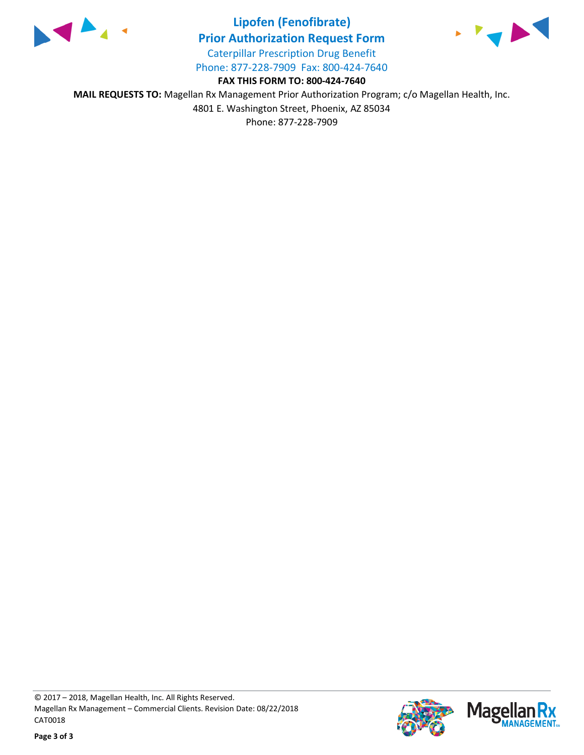# Lipofen (Fenofibrate)
# Prior Authorization Request Form

Caterpillar Prescription Drug Benefit

Phone: 877-228-7909 Fax: 800-424-7640

**FAX THIS FORM TO: 800-424-7640**

**MAIL REQUESTS TO:** Magellan Rx Management Prior Authorization Program; c/o Magellan Health, Inc.

4801 E. Washington Street, Phoenix, AZ 85034

Phone: 877-228-7909

© 2017 – 2018, Magellan Health, Inc. All Rights Reserved.

Magellan Rx Management – Commercial Clients. Revision Date: 08/22/2018

CAT0018